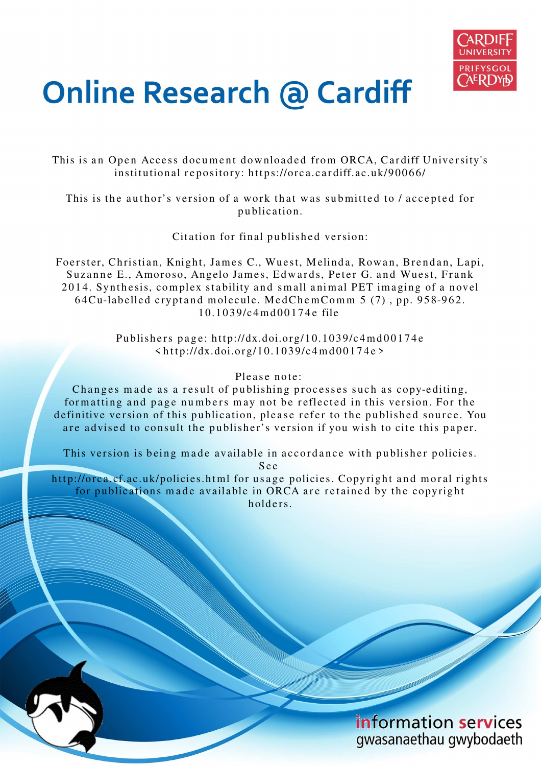# Online Research @ Cardiff

This is an Open Access document downloaded from ORCA, Cardiff University's institutional repository: https://orca.cardiff.ac.uk/90066/

This is the author's version of a work that was submitted to / accepted for publication.

Citation for final published version:

Foerster, Christian, Knight, James C., Wuest, Melinda, Rowan, Brendan, Lapi, Suzanne E., Amoroso, Angelo James, Edwards, Peter G. and Wuest, Frank 2014. Synthesis, complex stability and small animal PET imaging of a novel 64Cu-labelled cryptand molecule. MedChemComm 5 (7) , pp. 958-962. 10.1039/c4md00174e file

Publishers page: http://dx.doi.org/10.1039/c4md00174e <http://dx.doi.org/10.1039/c4md00174e>

Please note:
Changes made as a result of publishing processes such as copy-editing, formatting and page numbers may not be reflected in this version. For the definitive version of this publication, please refer to the published source. You are advised to consult the publisher's version if you wish to cite this paper.

This version is being made available in accordance with publisher policies. See http://orca.cf.ac.uk/policies.html for usage policies. Copyright and moral rights for publications made available in ORCA are retained by the copyright holders.

information services
gwasanaethau gwybodaeth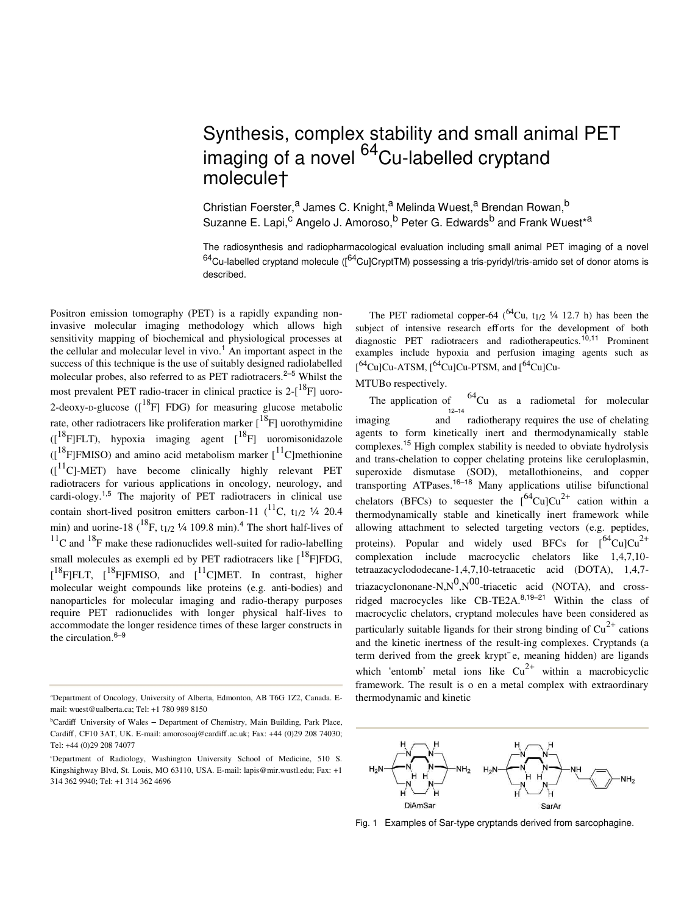# Synthesis, complex stability and small animal PET imaging of a novel $^{64}$Cu-labelled cryptand molecule†

Christian Foerster,[a] James C. Knight,[a] Melinda Wuest,[a] Brendan Rowan,[b] Suzanne E. Lapi,[c] Angelo J. Amoroso,[b] Peter G. Edwards[b] and Frank Wuest*[a]

The radiosynthesis and radiopharmacological evaluation including small animal PET imaging of a novel $^{64}$Cu-labelled cryptand molecule ([$^{64}$Cu]CryptTM) possessing a tris-pyridyl/tris-amido set of donor atoms is described.

Positron emission tomography (PET) is a rapidly expanding non-invasive molecular imaging methodology which allows high sensitivity mapping of biochemical and physiological processes at the cellular and molecular level in vivo.[1] An important aspect in the success of this technique is the use of suitably designed radiolabelled molecular probes, also referred to as PET radiotracers.[2–5] Whilst the most prevalent PET radio-tracer in clinical practice is 2-[$^{18}$F] uoro-2-deoxy-D-glucose ([$^{18}$F] FDG) for measuring glucose metabolic rate, other radiotracers like proliferation marker [$^{18}$F] uorothymidine ([$^{18}$F]FLT), hypoxia imaging agent [$^{18}$F] uoromisonidazole ([$^{18}$F]FMISO) and amino acid metabolism marker [$^{11}$C]methionine ([$^{11}$C]-MET) have become clinically highly relevant PET radiotracers for various applications in oncology, neurology, and cardi-ology.[1,5] The majority of PET radiotracers in clinical use contain short-lived positron emitters carbon-11 ($^{11}$C, $t_{1/2}$ ¼ 20.4 min) and uorine-18 ($^{18}$F, $t_{1/2}$ ¼ 109.8 min).[4] The short half-lives of $^{11}$C and $^{18}$F make these radionuclides well-suited for radio-labelling small molecules as exempli ed by PET radiotracers like [$^{18}$F]FDG, [$^{18}$F]FLT, [$^{18}$F]FMISO, and [$^{11}$C]MET. In contrast, higher molecular weight compounds like proteins (e.g. anti-bodies) and nanoparticles for molecular imaging and radio-therapy purposes require PET radionuclides with longer physical half-lives to accommodate the longer residence times of these larger constructs in the circulation.[6–9]

The PET radiometal copper-64 ($^{64}$Cu, $t_{1/2}$ ¼ 12.7 h) has been the subject of intensive research efforts for the development of both diagnostic PET radiotracers and radiotherapeutics.[10,11] Prominent examples include hypoxia and perfusion imaging agents such as [$^{64}$Cu]Cu-ATSM, [$^{64}$Cu]Cu-PTSM, and [$^{64}$Cu]Cu-MTUBo respectively.[12–14]

The application of $^{64}$Cu as a radiometal for molecular imaging and radiotherapy requires the use of chelating agents to form kinetically inert and thermodynamically stable complexes.[15] High complex stability is needed to obviate hydrolysis and trans-chelation to copper chelating proteins like ceruloplasmin, superoxide dismutase (SOD), metallothioneins, and copper transporting ATPases.[16–18] Many applications utilise bifunctional chelators (BFCs) to sequester the [$^{64}$Cu]$Cu^{2+}$ cation within a thermodynamically stable and kinetically inert framework while allowing attachment to selected targeting vectors (e.g. peptides, proteins). Popular and widely used BFCs for [$^{64}$Cu]$Cu^{2+}$ complexation include macrocyclic chelators like 1,4,7,10-tetraazacyclododecane-1,4,7,10-tetraacetic acid (DOTA), 1,4,7-triazacyclononane-N,N$^{0}$,N$^{00}$-triacetic acid (NOTA), and cross-ridged macrocycles like CB-TE2A.[8,19–21] Within the class of macrocyclic chelators, cryptand molecules have been considered as particularly suitable ligands for their strong binding of $Cu^{2+}$ cations and the kinetic inertness of the result-ing complexes. Cryptands (a term derived from the greek krypt¯e, meaning hidden) are ligands which 'entomb' metal ions like $Cu^{2+}$ within a macrobicyclic framework. The result is o en a metal complex with extraordinary thermodynamic and kinetic

Fig. 1 Examples of Sar-type cryptands derived from sarcophagine.

[a]Department of Oncology, University of Alberta, Edmonton, AB T6G 1Z2, Canada. E-mail: wuest@ualberta.ca; Tel: +1 780 989 8150

[b]Cardiff University of Wales – Department of Chemistry, Main Building, Park Place, Cardiff, CF10 3AT, UK. E-mail: amorosoaj@cardiff.ac.uk; Fax: +44 (0)29 208 74030; Tel: +44 (0)29 208 74077

[c]Department of Radiology, Washington University School of Medicine, 510 S. Kingshighway Blvd, St. Louis, MO 63110, USA. E-mail: lapis@mir.wustl.edu; Fax: +1 314 362 9940; Tel: +1 314 362 4696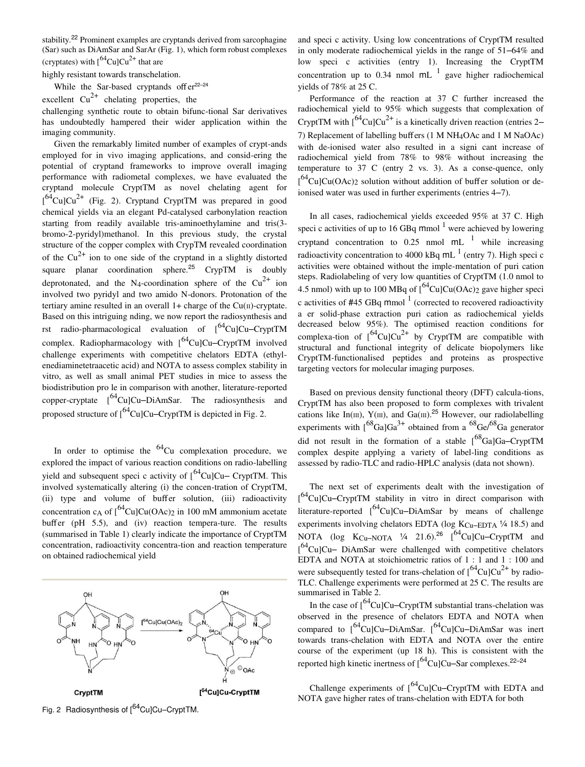stability.[22] Prominent examples are cryptands derived from sarcophagine (Sar) such as DiAmSar and SarAr (Fig. 1), which form robust complexes (cryptates) with $[^{64}Cu]Cu^{2+}$ that are highly resistant towards transchelation.

While the Sar-based cryptands offer[22–24] excellent $Cu^{2+}$ chelating properties, the challenging synthetic route to obtain bifunc-tional Sar derivatives has undoubtedly hampered their wider application within the imaging community.

Given the remarkably limited number of examples of crypt-ands employed for in vivo imaging applications, and consid-ering the potential of cryptand frameworks to improve overall imaging performance with radiometal complexes, we have evaluated the cryptand molecule CryptTM as novel chelating agent for $[^{64}Cu]Cu^{2+}$ (Fig. 2). Cryptand CryptTM was prepared in good chemical yields via an elegant Pd-catalysed carbonylation reaction starting from readily available tris-aminoethylamine and tris(3-bromo-2-pyridyl)methanol. In this previous study, the crystal structure of the copper complex with CrypTM revealed coordination of the $Cu^{2+}$ ion to one side of the cryptand in a slightly distorted square planar coordination sphere.[25] CrypTM is doubly deprotonated, and the $N_4$-coordination sphere of the $Cu^{2+}$ ion involved two pyridyl and two amido N-donors. Protonation of the tertiary amine resulted in an overall 1+ charge of the Cu(II)-cryptate. Based on this intriguing nding, we now report the radiosynthesis and rst radio-pharmacological evaluation of $[^{64}Cu]$Cu–CryptTM complex. Radiopharmacology with $[^{64}Cu]$Cu–CryptTM involved challenge experiments with competitive chelators EDTA (ethyl-enediaminetetraacetic acid) and NOTA to assess complex stability in vitro, as well as small animal PET studies in mice to assess the biodistribution pro le in comparison with another, literature-reported copper-cryptate $[^{64}Cu]$Cu–DiAmSar. The radiosynthesis and proposed structure of $[^{64}Cu]$Cu–CryptTM is depicted in Fig. 2.

In order to optimise the $^{64}Cu$ complexation procedure, we explored the impact of various reaction conditions on radio-labelling yield and subsequent speci c activity of $[^{64}Cu]$Cu– CryptTM. This involved systematically altering (i) the concen-tration of CryptTM, (ii) type and volume of buffer solution, (iii) radioactivity concentration $c_A$ of $[^{64}Cu]Cu(OAc)_2$ in 100 mM ammonium acetate buffer (pH 5.5), and (iv) reaction tempera-ture. The results (summarised in Table 1) clearly indicate the importance of CryptTM concentration, radioactivity concentra-tion and reaction temperature on obtained radiochemical yield

Fig. 2 Radiosynthesis of $[^{64}Cu]$Cu–CryptTM.

and speci c activity. Using low concentrations of CryptTM resulted in only moderate radiochemical yields in the range of 51–64% and low speci c activities (entry 1). Increasing the CryptTM concentration up to 0.34 nmol mL$^{-1}$ gave higher radiochemical yields of 78% at 25 C.

Performance of the reaction at 37 C further increased the radiochemical yield to 95% which suggests that complexation of CryptTM with $[^{64}Cu]Cu^{2+}$ is a kinetically driven reaction (entries 2–7) Replacement of labelling buffers (1 M $NH_4OAc$ and 1 M NaOAc) with de-ionised water also resulted in a signi cant increase of radiochemical yield from 78% to 98% without increasing the temperature to 37 C (entry 2 vs. 3). As a conse-quence, only $[^{64}Cu]Cu(OAc)_2$ solution without addition of buffer solution or de-ionised water was used in further experiments (entries 4–7).

In all cases, radiochemical yields exceeded 95% at 37 C. High speci c activities of up to 16 GBq mmol$^{-1}$ were achieved by lowering cryptand concentration to 0.25 nmol mL$^{-1}$ while increasing radioactivity concentration to 4000 kBq mL$^{-1}$ (entry 7). High speci c activities were obtained without the imple-mentation of puri cation steps. Radiolabeling of very low quantities of CryptTM (1.0 nmol to 4.5 nmol) with up to 100 MBq of $[^{64}Cu]Cu(OAc)_2$ gave higher speci c activities of #45 GBq mmol$^{-1}$ (corrected to recovered radioactivity a er solid-phase extraction puri cation as radiochemical yields decreased below 95%). The optimised reaction conditions for complexa-tion of $[^{64}Cu]Cu^{2+}$ by CryptTM are compatible with structural and functional integrity of delicate biopolymers like CryptTM-functionalised peptides and proteins as prospective targeting vectors for molecular imaging purposes.

Based on previous density functional theory (DFT) calcula-tions, CryptTM has also been proposed to form complexes with trivalent cations like In(III), Y(III), and Ga(III).[25] However, our radiolabelling experiments with $[^{68}Ga]Ga^{3+}$ obtained from a $^{68}Ge/^{68}Ga$ generator did not result in the formation of a stable $[^{68}Ga]$Ga–CryptTM complex despite applying a variety of label-ling conditions as assessed by radio-TLC and radio-HPLC analysis (data not shown).

The next set of experiments dealt with the investigation of $[^{64}Cu]$Cu–CryptTM stability in vitro in direct comparison with literature-reported $[^{64}Cu]$Cu–DiAmSar by means of challenge experiments involving chelators EDTA (log $K_{Cu-EDTA}$ ¼ 18.5) and NOTA (log $K_{Cu-NOTA}$ ¼ 21.6).[26] $[^{64}Cu]$Cu–CryptTM and $[^{64}Cu]$Cu– DiAmSar were challenged with competitive chelators EDTA and NOTA at stoichiometric ratios of 1 : 1 and 1 : 100 and were subsequently tested for trans-chelation of $[^{64}Cu]Cu^{2+}$ by radio-TLC. Challenge experiments were performed at 25 C. The results are summarised in Table 2.

In the case of $[^{64}Cu]$Cu–CryptTM substantial trans-chelation was observed in the presence of chelators EDTA and NOTA when compared to $[^{64}Cu]$Cu–DiAmSar. $[^{64}Cu]$Cu–DiAmSar was inert towards trans-chelation with EDTA and NOTA over the entire course of the experiment (up 18 h). This is consistent with the reported high kinetic inertness of $[^{64}Cu]$Cu–Sar complexes.[22–24]

Challenge experiments of $[^{64}Cu]$Cu–CryptTM with EDTA and NOTA gave higher rates of trans-chelation with EDTA for both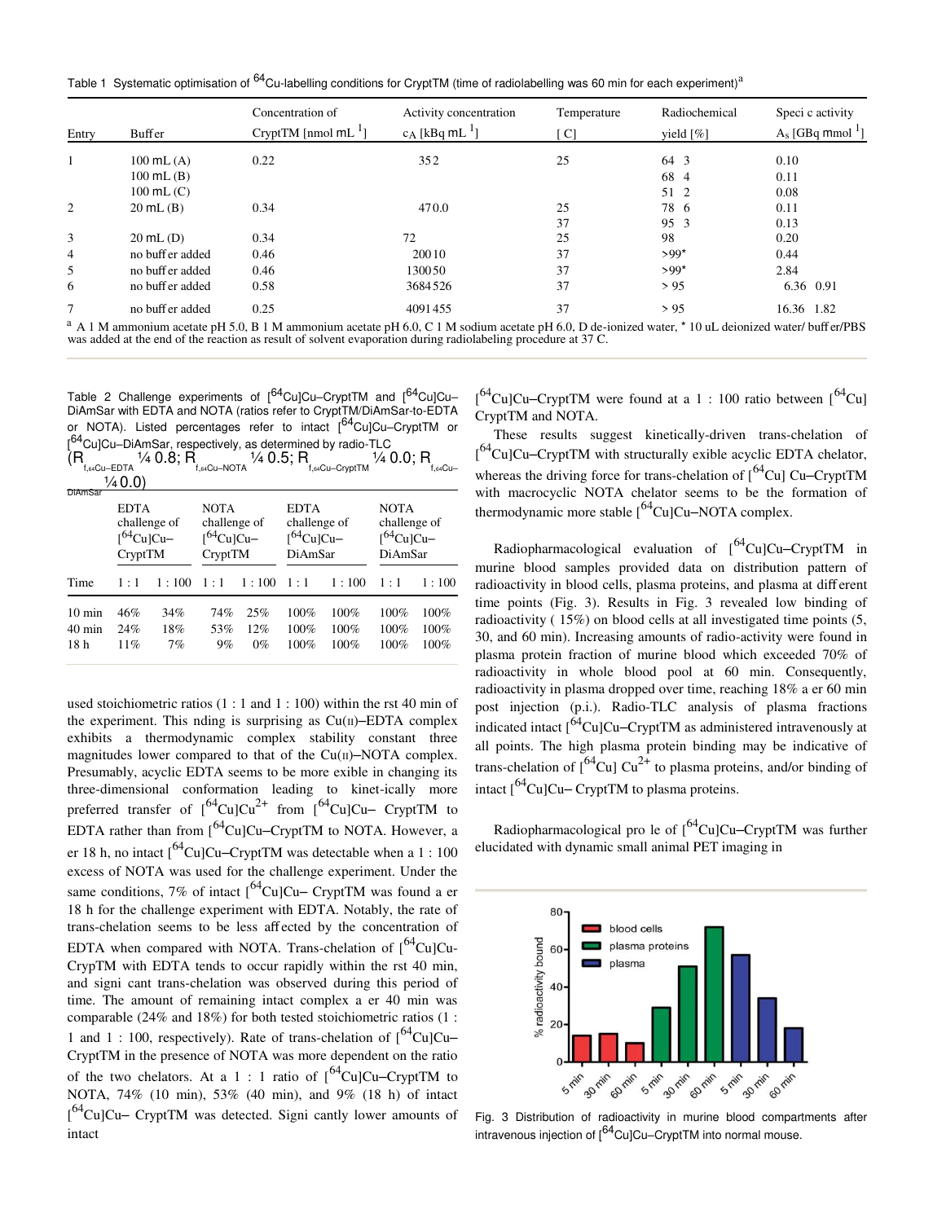Table 1 Systematic optimisation of $^{64}$Cu-labelling conditions for CryptTM (time of radiolabelling was 60 min for each experiment)[a]

| Entry | Buffer | Concentration of CryptTM [nmol mL$^{-1}$] | Activity concentration $c_A$ [kBq mL$^{-1}$] | Temperature [C] | Radiochemical yield [%] | Specific activity $A_s$ [GBq mmol$^{-1}$] |
|---|---|---|---|---|---|---|
| 1 | 100 mL (A) | 0.22 | 352 | 25 | 64 3 | 0.10 |
| | 100 mL (B) | | | | 68 4 | 0.11 |
| | 100 mL (C) | | | | 51 2 | 0.08 |
| 2 | 20 mL (B) | 0.34 | 470.0 | 25 | 78 6 | 0.11 |
| | | | | 37 | 95 3 | 0.13 |
| 3 | 20 mL (D) | 0.34 | 72 | 25 | 98 | 0.20 |
| 4 | no buffer added | 0.46 | 20010 | 37 | >99* | 0.44 |
| 5 | no buffer added | 0.46 | 130050 | 37 | >99* | 2.84 |
| 6 | no buffer added | 0.58 | 3684526 | 37 | > 95 | 6.36 0.91 |
| 7 | no buffer added | 0.25 | 4091455 | 37 | > 95 | 16.36 1.82 |

[a] A 1 M ammonium acetate pH 5.0, B 1 M ammonium acetate pH 6.0, C 1 M sodium acetate pH 6.0, D de-ionized water, * 10 uL deionized water/ buffer/PBS was added at the end of the reaction as result of solvent evaporation during radiolabeling procedure at 37 C.

Table 2 Challenge experiments of [$^{64}$Cu]Cu–CryptTM and [$^{64}$Cu]Cu–DiAmSar with EDTA and NOTA (ratios refer to CryptTM/DiAmSar-to-EDTA or NOTA). Listed percentages refer to intact [$^{64}$Cu]Cu–CryptTM or [$^{64}$Cu]Cu–DiAmSar, respectively, as determined by radio-TLC ($R_{f,64Cu-EDTA}$ ¼ 0.8; $R_{f,64Cu-NOTA}$ ¼ 0.5; $R_{f,64Cu-CryptTM}$ ¼ 0.0; $R_{f,64Cu-DiAmSar}$ ¼ 0.0)

| | EDTA challenge of [$^{64}$Cu]Cu–CryptTM | | NOTA challenge of [$^{64}$Cu]Cu–CryptTM | | EDTA challenge of [$^{64}$Cu]Cu–DiAmSar | | NOTA challenge of [$^{64}$Cu]Cu–DiAmSar | |
|---|---|---|---|---|---|---|---|---|
| Time | 1 : 1 | 1 : 100 | 1 : 1 | 1 : 100 | 1 : 1 | 1 : 100 | 1 : 1 | 1 : 100 |
| 10 min | 46% | 34% | 74% | 25% | 100% | 100% | 100% | 100% |
| 40 min | 24% | 18% | 53% | 12% | 100% | 100% | 100% | 100% |
| 18 h | 11% | 7% | 9% | 0% | 100% | 100% | 100% | 100% |

used stoichiometric ratios (1 : 1 and 1 : 100) within the first 40 min of the experiment. This finding is surprising as Cu(II)–EDTA complex exhibits a thermodynamic complex stability constant three magnitudes lower compared to that of the Cu(II)–NOTA complex. Presumably, acyclic EDTA seems to be more flexible in changing its three-dimensional conformation leading to kinetically more preferred transfer of [$^{64}$Cu]$Cu^{2+}$ from [$^{64}$Cu]Cu– CryptTM to EDTA rather than from [$^{64}$Cu]Cu–CryptTM to NOTA. However, after 18 h, no intact [$^{64}$Cu]Cu–CryptTM was detectable when a 1 : 100 excess of NOTA was used for the challenge experiment. Under the same conditions, 7% of intact [$^{64}$Cu]Cu– CryptTM was found after 18 h for the challenge experiment with EDTA. Notably, the rate of trans-chelation seems to be less affected by the concentration of EDTA when compared with NOTA. Trans-chelation of [$^{64}$Cu]Cu-CrypTM with EDTA tends to occur rapidly within the first 40 min, and significant trans-chelation was observed during this period of time. The amount of remaining intact complex after 40 min was comparable (24% and 18%) for both tested stoichiometric ratios (1 : 1 and 1 : 100, respectively). Rate of trans-chelation of [$^{64}$Cu]Cu–CryptTM in the presence of NOTA was more dependent on the ratio of the two chelators. At a 1 : 1 ratio of [$^{64}$Cu]Cu–CryptTM to NOTA, 74% (10 min), 53% (40 min), and 9% (18 h) of intact [$^{64}$Cu]Cu– CryptTM was detected. Significantly lower amounts of intact [$^{64}$Cu]Cu–CryptTM were found at a 1 : 100 ratio between [$^{64}$Cu] CryptTM and NOTA.

These results suggest kinetically-driven trans-chelation of [$^{64}$Cu]Cu–CryptTM with structurally flexible acyclic EDTA chelator, whereas the driving force for trans-chelation of [$^{64}$Cu] Cu–CryptTM with macrocyclic NOTA chelator seems to be the formation of thermodynamic more stable [$^{64}$Cu]Cu–NOTA complex.

Radiopharmacological evaluation of [$^{64}$Cu]Cu–CryptTM in murine blood samples provided data on distribution pattern of radioactivity in blood cells, plasma proteins, and plasma at different time points (Fig. 3). Results in Fig. 3 revealed low binding of radioactivity ( 15%) on blood cells at all investigated time points (5, 30, and 60 min). Increasing amounts of radio-activity were found in plasma protein fraction of murine blood which exceeded 70% of radioactivity in whole blood pool at 60 min. Consequently, radioactivity in plasma dropped over time, reaching 18% after 60 min post injection (p.i.). Radio-TLC analysis of plasma fractions indicated intact [$^{64}$Cu]Cu–CryptTM as administered intravenously at all points. The high plasma protein binding may be indicative of trans-chelation of [$^{64}$Cu] $Cu^{2+}$ to plasma proteins, and/or binding of intact [$^{64}$Cu]Cu– CryptTM to plasma proteins.

Radiopharmacological profile of [$^{64}$Cu]Cu–CryptTM was further elucidated with dynamic small animal PET imaging in

Fig. 3 Distribution of radioactivity in murine blood compartments after intravenous injection of [$^{64}$Cu]Cu–CryptTM into normal mouse.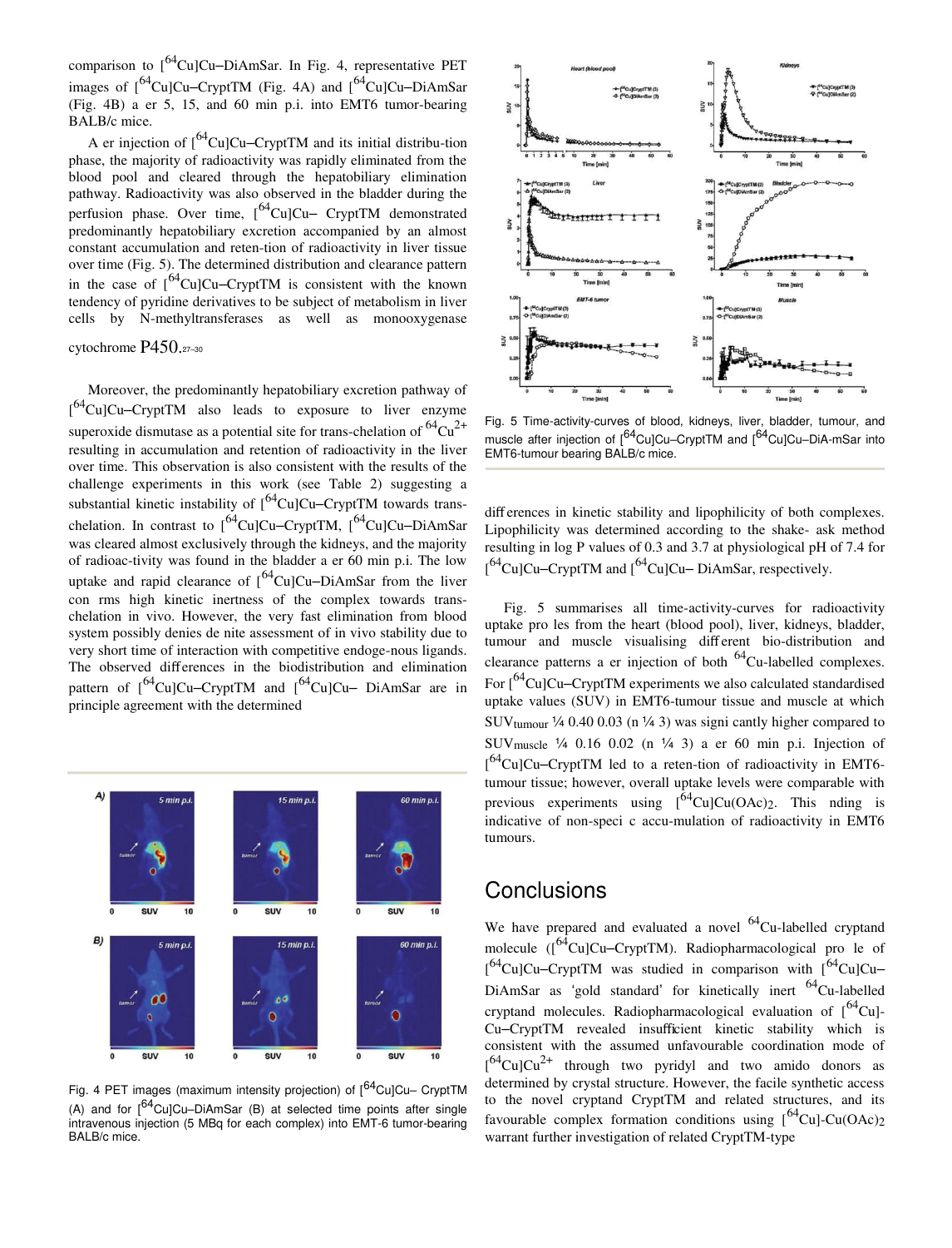comparison to [$^{64}$Cu]Cu–DiAmSar. In Fig. 4, representative PET images of [$^{64}$Cu]Cu–CryptTM (Fig. 4A) and [$^{64}$Cu]Cu–DiAmSar (Fig. 4B) a er 5, 15, and 60 min p.i. into EMT6 tumor-bearing BALB/c mice.

A er injection of [$^{64}$Cu]Cu–CryptTM and its initial distribu-tion phase, the majority of radioactivity was rapidly eliminated from the blood pool and cleared through the hepatobiliary elimination pathway. Radioactivity was also observed in the bladder during the perfusion phase. Over time, [$^{64}$Cu]Cu– CryptTM demonstrated predominantly hepatobiliary excretion accompanied by an almost constant accumulation and reten-tion of radioactivity in liver tissue over time (Fig. 5). The determined distribution and clearance pattern in the case of [$^{64}$Cu]Cu–CryptTM is consistent with the known tendency of pyridine derivatives to be subject of metabolism in liver cells by N-methyltransferases as well as monooxygenase cytochrome P450.[27–30]

Moreover, the predominantly hepatobiliary excretion pathway of [$^{64}$Cu]Cu–CryptTM also leads to exposure to liver enzyme superoxide dismutase as a potential site for trans-chelation of $^{64}Cu^{2+}$ resulting in accumulation and retention of radioactivity in the liver over time. This observation is also consistent with the results of the challenge experiments in this work (see Table 2) suggesting a substantial kinetic instability of [$^{64}$Cu]Cu–CryptTM towards trans-chelation. In contrast to [$^{64}$Cu]Cu–CryptTM, [$^{64}$Cu]Cu–DiAmSar was cleared almost exclusively through the kidneys, and the majority of radioac-tivity was found in the bladder a er 60 min p.i. The low uptake and rapid clearance of [$^{64}$Cu]Cu–DiAmSar from the liver con rms high kinetic inertness of the complex towards trans-chelation in vivo. However, the very fast elimination from blood system possibly denies de nite assessment of in vivo stability due to very short time of interaction with competitive endoge-nous ligands. The observed differences in the biodistribution and elimination pattern of [$^{64}$Cu]Cu–CryptTM and [$^{64}$Cu]Cu– DiAmSar are in principle agreement with the determined

Fig. 4 PET images (maximum intensity projection) of [$^{64}$Cu]Cu– CryptTM (A) and for [$^{64}$Cu]Cu–DiAmSar (B) at selected time points after single intravenous injection (5 MBq for each complex) into EMT-6 tumor-bearing BALB/c mice.

Fig. 5 Time-activity-curves of blood, kidneys, liver, bladder, tumour, and muscle after injection of [$^{64}$Cu]Cu–CryptTM and [$^{64}$Cu]Cu–DiA-mSar into EMT6-tumour bearing BALB/c mice.

differences in kinetic stability and lipophilicity of both complexes. Lipophilicity was determined according to the shake- ask method resulting in log P values of 0.3 and 3.7 at physiological pH of 7.4 for [$^{64}$Cu]Cu–CryptTM and [$^{64}$Cu]Cu– DiAmSar, respectively.

Fig. 5 summarises all time-activity-curves for radioactivity uptake pro les from the heart (blood pool), liver, kidneys, bladder, tumour and muscle visualising different bio-distribution and clearance patterns a er injection of both $^{64}$Cu-labelled complexes. For [$^{64}$Cu]Cu–CryptTM experiments we also calculated standardised uptake values (SUV) in EMT6-tumour tissue and muscle at which $SUV_{tumour}$ ¼ 0.40 0.03 (n ¼ 3) was signi cantly higher compared to $SUV_{muscle}$ ¼ 0.16 0.02 (n ¼ 3) a er 60 min p.i. Injection of [$^{64}$Cu]Cu–CryptTM led to a reten-tion of radioactivity in EMT6-tumour tissue; however, overall uptake levels were comparable with previous experiments using [$^{64}$Cu]Cu(OAc)$_2$. This nding is indicative of non-speci c accu-mulation of radioactivity in EMT6 tumours.

## Conclusions

We have prepared and evaluated a novel $^{64}$Cu-labelled cryptand molecule ([$^{64}$Cu]Cu–CryptTM). Radiopharmacological pro le of [$^{64}$Cu]Cu–CryptTM was studied in comparison with [$^{64}$Cu]Cu–DiAmSar as 'gold standard' for kinetically inert $^{64}$Cu-labelled cryptand molecules. Radiopharmacological evaluation of [$^{64}$Cu]-Cu–CryptTM revealed insufficient kinetic stability which is consistent with the assumed unfavourable coordination mode of [$^{64}$Cu]$Cu^{2+}$ through two pyridyl and two amido donors as determined by crystal structure. However, the facile synthetic access to the novel cryptand CryptTM and related structures, and its favourable complex formation conditions using [$^{64}$Cu]-Cu(OAc)$_2$ warrant further investigation of related CryptTM-type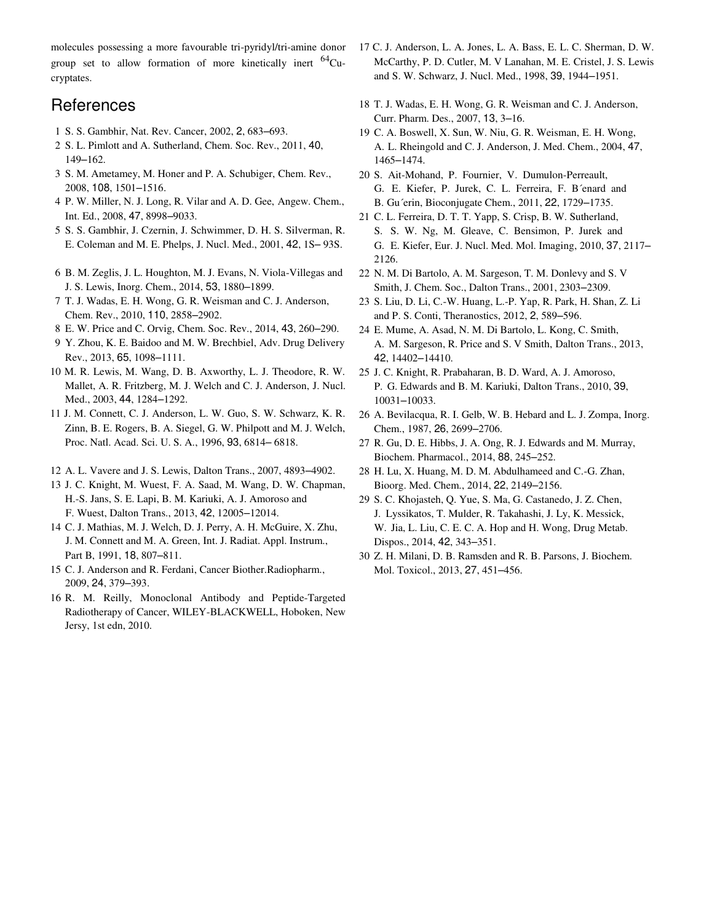molecules possessing a more favourable tri-pyridyl/tri-amine donor group set to allow formation of more kinetically inert $^{64}$Cu-cryptates.

## References

1. S. S. Gambhir, Nat. Rev. Cancer, 2002, 2, 683–693.
2. S. L. Pimlott and A. Sutherland, Chem. Soc. Rev., 2011, 40, 149–162.
3. S. M. Ametamey, M. Honer and P. A. Schubiger, Chem. Rev., 2008, 108, 1501–1516.
4. P. W. Miller, N. J. Long, R. Vilar and A. D. Gee, Angew. Chem., Int. Ed., 2008, 47, 8998–9033.
5. S. S. Gambhir, J. Czernin, J. Schwimmer, D. H. S. Silverman, R. E. Coleman and M. E. Phelps, J. Nucl. Med., 2001, 42, 1S– 93S.
6. B. M. Zeglis, J. L. Houghton, M. J. Evans, N. Viola-Villegas and J. S. Lewis, Inorg. Chem., 2014, 53, 1880–1899.
7. T. J. Wadas, E. H. Wong, G. R. Weisman and C. J. Anderson, Chem. Rev., 2010, 110, 2858–2902.
8. E. W. Price and C. Orvig, Chem. Soc. Rev., 2014, 43, 260–290.
9. Y. Zhou, K. E. Baidoo and M. W. Brechbiel, Adv. Drug Delivery Rev., 2013, 65, 1098–1111.
10. M. R. Lewis, M. Wang, D. B. Axworthy, L. J. Theodore, R. W. Mallet, A. R. Fritzberg, M. J. Welch and C. J. Anderson, J. Nucl. Med., 2003, 44, 1284–1292.
11. J. M. Connett, C. J. Anderson, L. W. Guo, S. W. Schwarz, K. R. Zinn, B. E. Rogers, B. A. Siegel, G. W. Philpott and M. J. Welch, Proc. Natl. Acad. Sci. U. S. A., 1996, 93, 6814– 6818.
12. A. L. Vavere and J. S. Lewis, Dalton Trans., 2007, 4893–4902.
13. J. C. Knight, M. Wuest, F. A. Saad, M. Wang, D. W. Chapman, H.-S. Jans, S. E. Lapi, B. M. Kariuki, A. J. Amoroso and F. Wuest, Dalton Trans., 2013, 42, 12005–12014.
14. C. J. Mathias, M. J. Welch, D. J. Perry, A. H. McGuire, X. Zhu, J. M. Connett and M. A. Green, Int. J. Radiat. Appl. Instrum., Part B, 1991, 18, 807–811.
15. C. J. Anderson and R. Ferdani, Cancer Biother.Radiopharm., 2009, 24, 379–393.
16. R. M. Reilly, Monoclonal Antibody and Peptide-Targeted Radiotherapy of Cancer, WILEY-BLACKWELL, Hoboken, New Jersy, 1st edn, 2010.
17. C. J. Anderson, L. A. Jones, L. A. Bass, E. L. C. Sherman, D. W. McCarthy, P. D. Cutler, M. V Lanahan, M. E. Cristel, J. S. Lewis and S. W. Schwarz, J. Nucl. Med., 1998, 39, 1944–1951.
18. T. J. Wadas, E. H. Wong, G. R. Weisman and C. J. Anderson, Curr. Pharm. Des., 2007, 13, 3–16.
19. C. A. Boswell, X. Sun, W. Niu, G. R. Weisman, E. H. Wong, A. L. Rheingold and C. J. Anderson, J. Med. Chem., 2004, 47, 1465–1474.
20. S. Ait-Mohand, P. Fournier, V. Dumulon-Perreault, G. E. Kiefer, P. Jurek, C. L. Ferreira, F. B´enard and B. Gu´erin, Bioconjugate Chem., 2011, 22, 1729–1735.
21. C. L. Ferreira, D. T. T. Yapp, S. Crisp, B. W. Sutherland, S. S. W. Ng, M. Gleave, C. Bensimon, P. Jurek and G. E. Kiefer, Eur. J. Nucl. Med. Mol. Imaging, 2010, 37, 2117–2126.
22. N. M. Di Bartolo, A. M. Sargeson, T. M. Donlevy and S. V Smith, J. Chem. Soc., Dalton Trans., 2001, 2303–2309.
23. S. Liu, D. Li, C.-W. Huang, L.-P. Yap, R. Park, H. Shan, Z. Li and P. S. Conti, Theranostics, 2012, 2, 589–596.
24. E. Mume, A. Asad, N. M. Di Bartolo, L. Kong, C. Smith, A. M. Sargeson, R. Price and S. V Smith, Dalton Trans., 2013, 42, 14402–14410.
25. J. C. Knight, R. Prabaharan, B. D. Ward, A. J. Amoroso, P. G. Edwards and B. M. Kariuki, Dalton Trans., 2010, 39, 10031–10033.
26. A. Bevilacqua, R. I. Gelb, W. B. Hebard and L. J. Zompa, Inorg. Chem., 1987, 26, 2699–2706.
27. R. Gu, D. E. Hibbs, J. A. Ong, R. J. Edwards and M. Murray, Biochem. Pharmacol., 2014, 88, 245–252.
28. H. Lu, X. Huang, M. D. M. Abdulhameed and C.-G. Zhan, Bioorg. Med. Chem., 2014, 22, 2149–2156.
29. S. C. Khojasteh, Q. Yue, S. Ma, G. Castanedo, J. Z. Chen, J. Lyssikatos, T. Mulder, R. Takahashi, J. Ly, K. Messick, W. Jia, L. Liu, C. E. C. A. Hop and H. Wong, Drug Metab. Dispos., 2014, 42, 343–351.
30. Z. H. Milani, D. B. Ramsden and R. B. Parsons, J. Biochem. Mol. Toxicol., 2013, 27, 451–456.